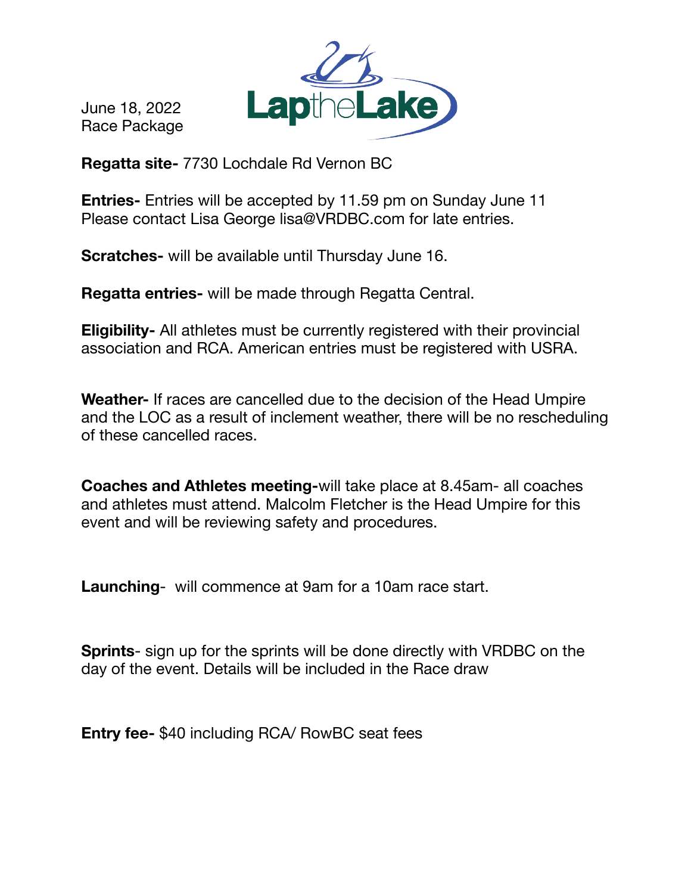June 18, 2022
Race Package

LaptheLake

**Regatta site-** 7730 Lochdale Rd Vernon BC

**Entries-** Entries will be accepted by 11.59 pm on Sunday June 11
Please contact Lisa George lisa@VRDBC.com for late entries.

**Scratches-** will be available until Thursday June 16.

**Regatta entries-** will be made through Regatta Central.

**Eligibility-** All athletes must be currently registered with their provincial association and RCA. American entries must be registered with USRA.

**Weather-** If races are cancelled due to the decision of the Head Umpire and the LOC as a result of inclement weather, there will be no rescheduling of these cancelled races.

**Coaches and Athletes meeting-**will take place at 8.45am- all coaches and athletes must attend. Malcolm Fletcher is the Head Umpire for this event and will be reviewing safety and procedures.

**Launching**- will commence at 9am for a 10am race start.

**Sprints**- sign up for the sprints will be done directly with VRDBC on the day of the event. Details will be included in the Race draw

**Entry fee-** $40 including RCA/ RowBC seat fees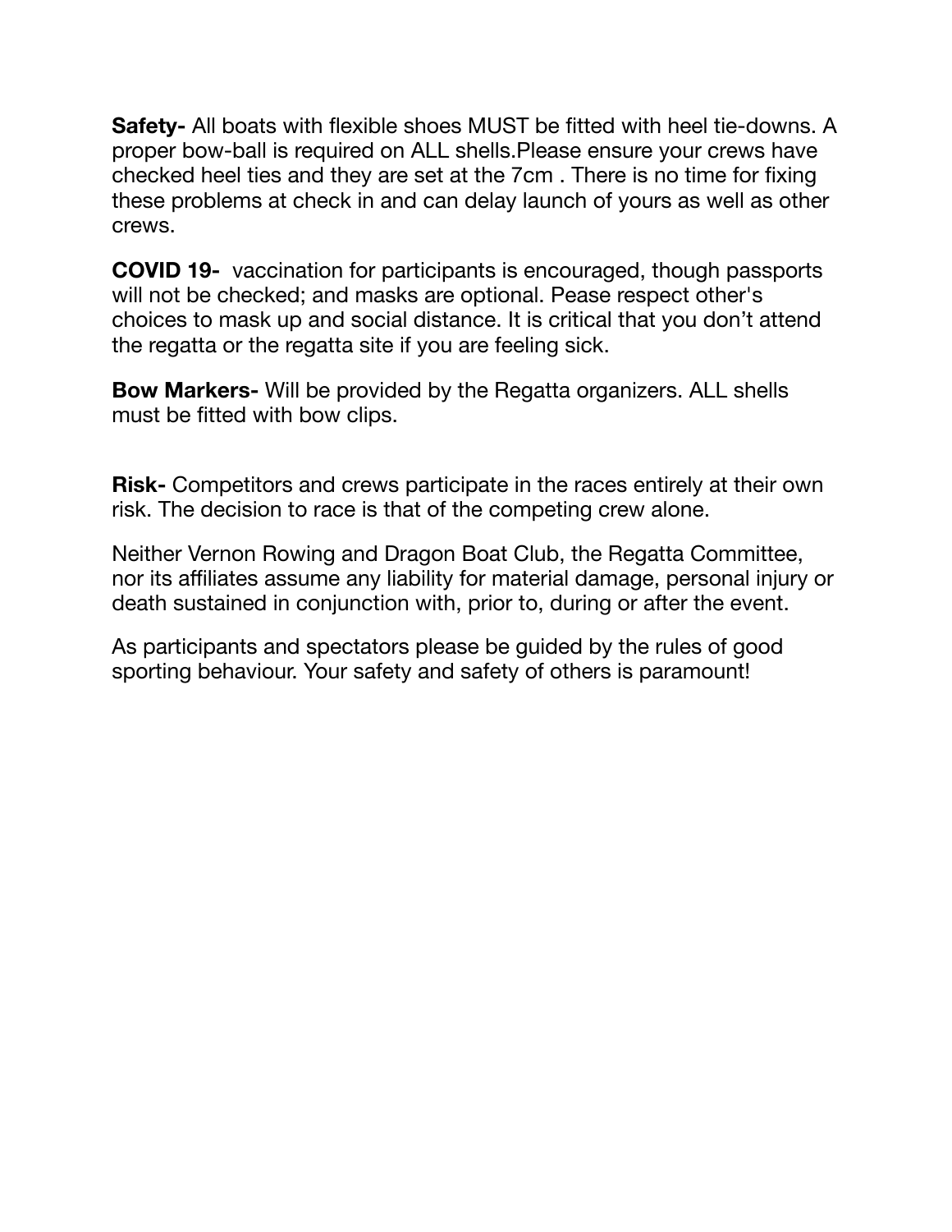**Safety-** All boats with flexible shoes MUST be fitted with heel tie-downs. A proper bow-ball is required on ALL shells.Please ensure your crews have checked heel ties and they are set at the 7cm . There is no time for fixing these problems at check in and can delay launch of yours as well as other crews.

**COVID 19-** vaccination for participants is encouraged, though passports will not be checked; and masks are optional. Pease respect other's choices to mask up and social distance. It is critical that you don't attend the regatta or the regatta site if you are feeling sick.

**Bow Markers-** Will be provided by the Regatta organizers. ALL shells must be fitted with bow clips.

**Risk-** Competitors and crews participate in the races entirely at their own risk. The decision to race is that of the competing crew alone.

Neither Vernon Rowing and Dragon Boat Club, the Regatta Committee, nor its affiliates assume any liability for material damage, personal injury or death sustained in conjunction with, prior to, during or after the event.

As participants and spectators please be guided by the rules of good sporting behaviour. Your safety and safety of others is paramount!